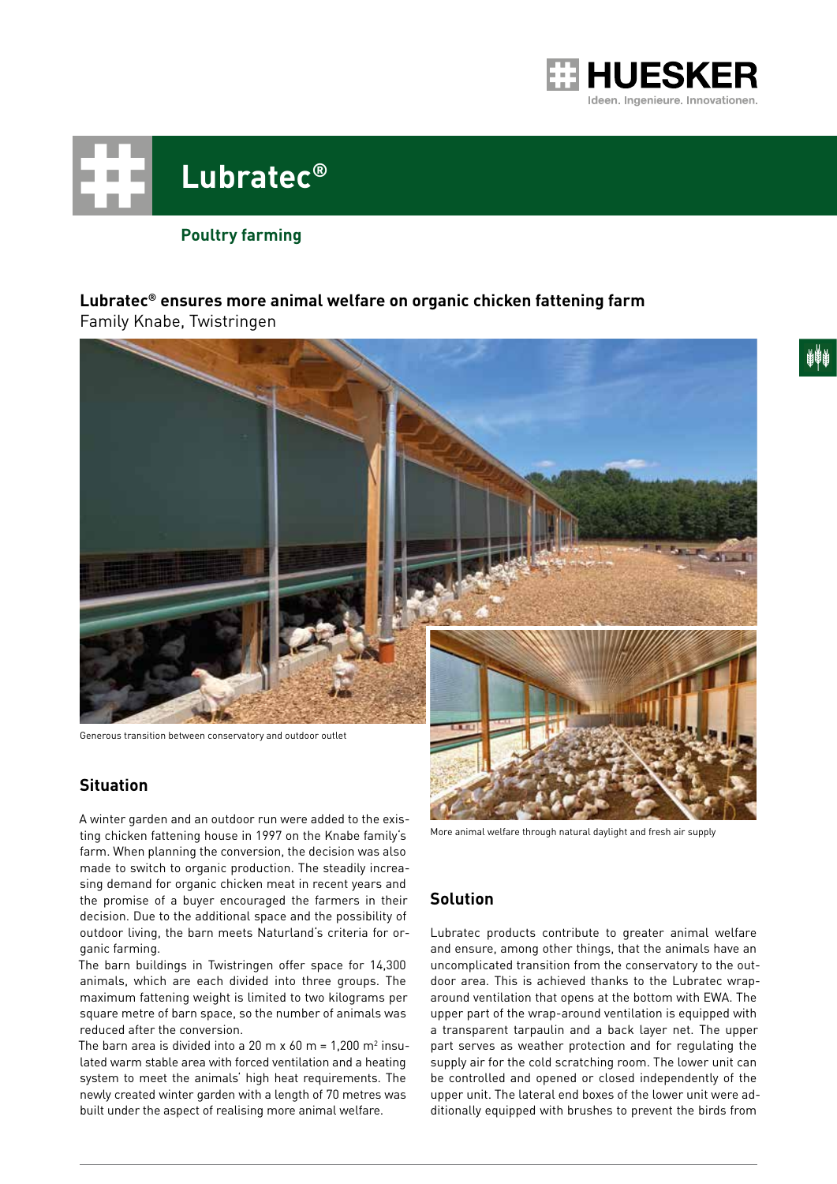# Lubratec®

## Poultry farming

**Lubratec® ensures more animal welfare on organic chicken fattening farm**
Family Knabe, Twistringen

Generous transition between conservatory and outdoor outlet

More animal welfare through natural daylight and fresh air supply

### Situation

A winter garden and an outdoor run were added to the existing chicken fattening house in 1997 on the Knabe family's farm. When planning the conversion, the decision was also made to switch to organic production. The steadily increasing demand for organic chicken meat in recent years and the promise of a buyer encouraged the farmers in their decision. Due to the additional space and the possibility of outdoor living, the barn meets Naturland's criteria for organic farming.

The barn buildings in Twistringen offer space for 14,300 animals, which are each divided into three groups. The maximum fattening weight is limited to two kilograms per square metre of barn space, so the number of animals was reduced after the conversion.

The barn area is divided into a 20 m x 60 m = 1,200 m² insulated warm stable area with forced ventilation and a heating system to meet the animals' high heat requirements. The newly created winter garden with a length of 70 metres was built under the aspect of realising more animal welfare.

### Solution

Lubratec products contribute to greater animal welfare and ensure, among other things, that the animals have an uncomplicated transition from the conservatory to the outdoor area. This is achieved thanks to the Lubratec wrap-around ventilation that opens at the bottom with EWA. The upper part of the wrap-around ventilation is equipped with a transparent tarpaulin and a back layer net. The upper part serves as weather protection and for regulating the supply air for the cold scratching room. The lower unit can be controlled and opened or closed independently of the upper unit. The lateral end boxes of the lower unit were additionally equipped with brushes to prevent the birds from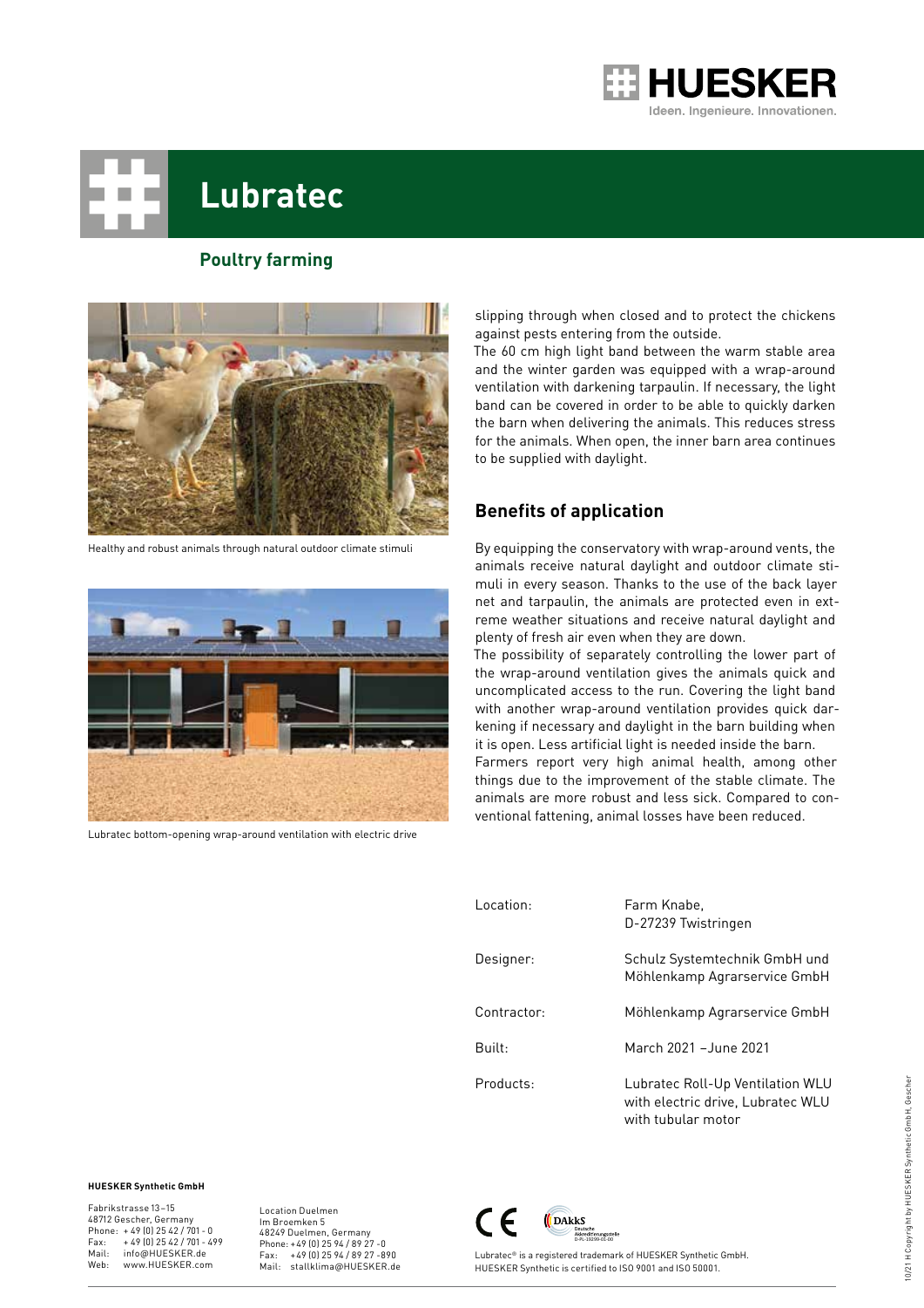# Lubratec

## Poultry farming

Healthy and robust animals through natural outdoor climate stimuli

Lubratec bottom-opening wrap-around ventilation with electric drive

slipping through when closed and to protect the chickens against pests entering from the outside.
The 60 cm high light band between the warm stable area and the winter garden was equipped with a wrap-around ventilation with darkening tarpaulin. If necessary, the light band can be covered in order to be able to quickly darken the barn when delivering the animals. This reduces stress for the animals. When open, the inner barn area continues to be supplied with daylight.

### Benefits of application

By equipping the conservatory with wrap-around vents, the animals receive natural daylight and outdoor climate stimuli in every season. Thanks to the use of the back layer net and tarpaulin, the animals are protected even in extreme weather situations and receive natural daylight and plenty of fresh air even when they are down.
The possibility of separately controlling the lower part of the wrap-around ventilation gives the animals quick and uncomplicated access to the run. Covering the light band with another wrap-around ventilation provides quick darkening if necessary and daylight in the barn building when it is open. Less artificial light is needed inside the barn.
Farmers report very high animal health, among other things due to the improvement of the stable climate. The animals are more robust and less sick. Compared to conventional fattening, animal losses have been reduced.

| | |
|---|---|
| Location: | Farm Knabe, D-27239 Twistringen |
| Designer: | Schulz Systemtechnik GmbH und Möhlenkamp Agrarservice GmbH |
| Contractor: | Möhlenkamp Agrarservice GmbH |
| Built: | March 2021 –June 2021 |
| Products: | Lubratec Roll-Up Ventilation WLU with electric drive, Lubratec WLU with tubular motor |

**HUESKER Synthetic GmbH**

Fabrikstrasse 13–15
48712 Gescher, Germany
Phone: + 49 (0) 25 42 / 701 - 0
Fax: + 49 (0) 25 42 / 701 - 499
Mail: info@HUESKER.de
Web: www.HUESKER.com

Location Duelmen
Im Broemken 5
48249 Duelmen, Germany
Phone: +49 (0) 25 94 / 89 27 -0
Fax: +49 (0) 25 94 / 89 27 -890
Mail: stallklima@HUESKER.de

Lubratec® is a registered trademark of HUESKER Synthetic GmbH.
HUESKER Synthetic is certified to ISO 9001 and ISO 50001.

10/21 H Copyright by HUESKER Synthetic GmbH, Gescher